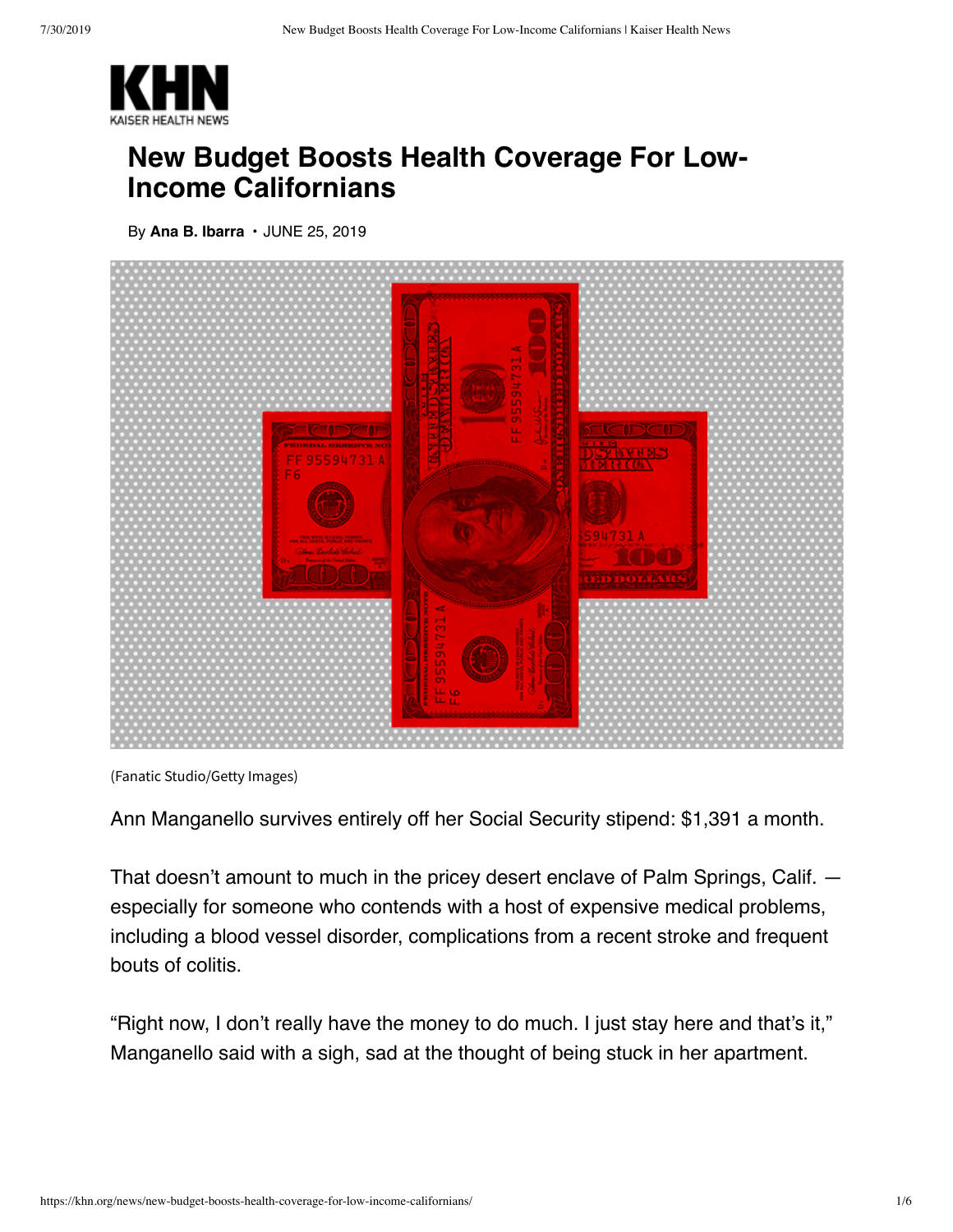# New Budget Boosts Health Coverage For Low-Income Californians

By **Ana B. Ibarra** • JUNE 25, 2019

(Fanatic Studio/Getty Images)

Ann Manganello survives entirely off her Social Security stipend: $1,391 a month.

That doesn't amount to much in the pricey desert enclave of Palm Springs, Calif. — especially for someone who contends with a host of expensive medical problems, including a blood vessel disorder, complications from a recent stroke and frequent bouts of colitis.

"Right now, I don't really have the money to do much. I just stay here and that's it," Manganello said with a sigh, sad at the thought of being stuck in her apartment.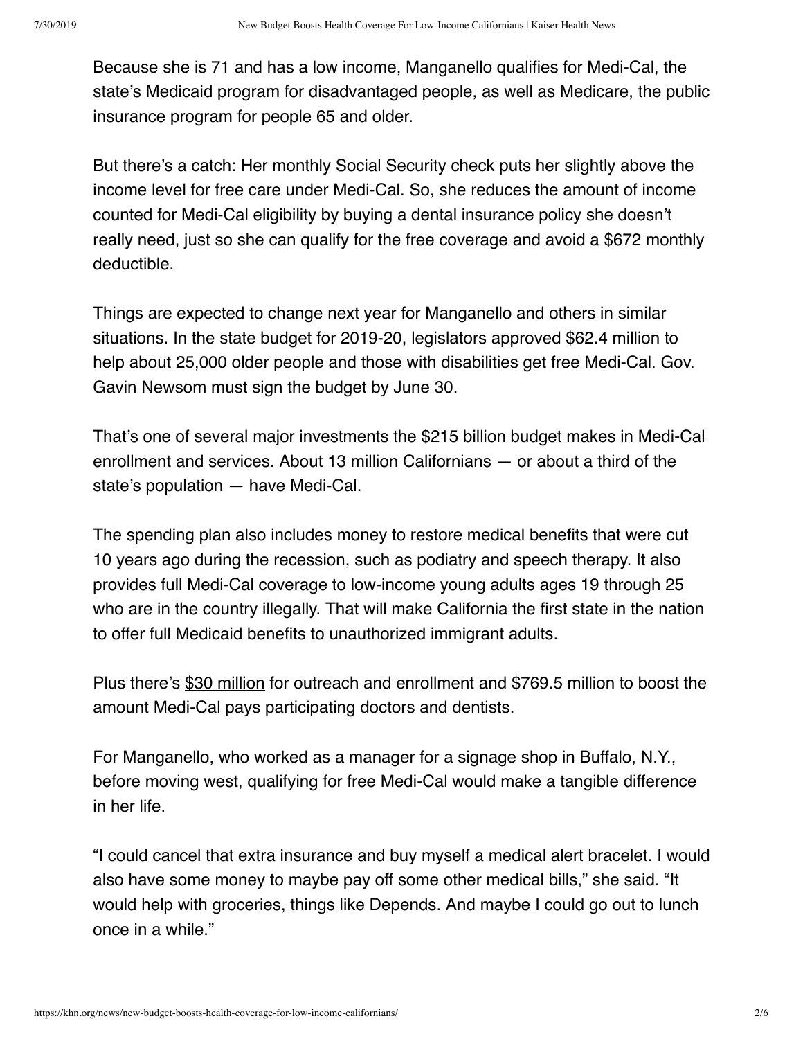Because she is 71 and has a low income, Manganello qualifies for Medi-Cal, the state's Medicaid program for disadvantaged people, as well as Medicare, the public insurance program for people 65 and older.

But there's a catch: Her monthly Social Security check puts her slightly above the income level for free care under Medi-Cal. So, she reduces the amount of income counted for Medi-Cal eligibility by buying a dental insurance policy she doesn't really need, just so she can qualify for the free coverage and avoid a $672 monthly deductible.

Things are expected to change next year for Manganello and others in similar situations. In the state budget for 2019-20, legislators approved $62.4 million to help about 25,000 older people and those with disabilities get free Medi-Cal. Gov. Gavin Newsom must sign the budget by June 30.

That's one of several major investments the $215 billion budget makes in Medi-Cal enrollment and services. About 13 million Californians — or about a third of the state's population — have Medi-Cal.

The spending plan also includes money to restore medical benefits that were cut 10 years ago during the recession, such as podiatry and speech therapy. It also provides full Medi-Cal coverage to low-income young adults ages 19 through 25 who are in the country illegally. That will make California the first state in the nation to offer full Medicaid benefits to unauthorized immigrant adults.

Plus there's $30 million for outreach and enrollment and $769.5 million to boost the amount Medi-Cal pays participating doctors and dentists.

For Manganello, who worked as a manager for a signage shop in Buffalo, N.Y., before moving west, qualifying for free Medi-Cal would make a tangible difference in her life.

"I could cancel that extra insurance and buy myself a medical alert bracelet. I would also have some money to maybe pay off some other medical bills," she said. "It would help with groceries, things like Depends. And maybe I could go out to lunch once in a while."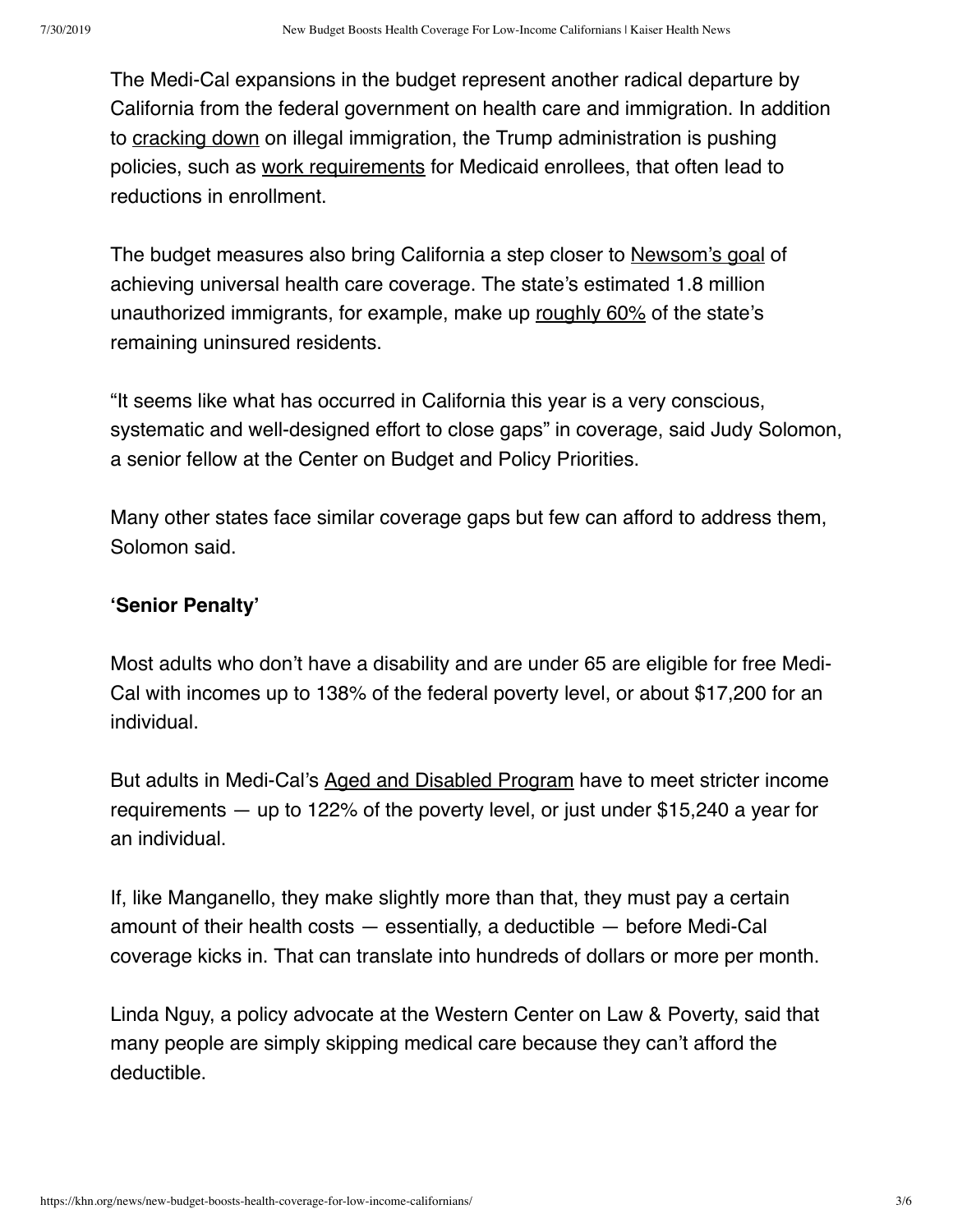The Medi-Cal expansions in the budget represent another radical departure by California from the federal government on health care and immigration. In addition to cracking down on illegal immigration, the Trump administration is pushing policies, such as work requirements for Medicaid enrollees, that often lead to reductions in enrollment.

The budget measures also bring California a step closer to Newsom's goal of achieving universal health care coverage. The state's estimated 1.8 million unauthorized immigrants, for example, make up roughly 60% of the state's remaining uninsured residents.

"It seems like what has occurred in California this year is a very conscious, systematic and well-designed effort to close gaps" in coverage, said Judy Solomon, a senior fellow at the Center on Budget and Policy Priorities.

Many other states face similar coverage gaps but few can afford to address them, Solomon said.

**'Senior Penalty'**

Most adults who don't have a disability and are under 65 are eligible for free Medi-Cal with incomes up to 138% of the federal poverty level, or about $17,200 for an individual.

But adults in Medi-Cal's Aged and Disabled Program have to meet stricter income requirements — up to 122% of the poverty level, or just under $15,240 a year for an individual.

If, like Manganello, they make slightly more than that, they must pay a certain amount of their health costs — essentially, a deductible — before Medi-Cal coverage kicks in. That can translate into hundreds of dollars or more per month.

Linda Nguy, a policy advocate at the Western Center on Law & Poverty, said that many people are simply skipping medical care because they can't afford the deductible.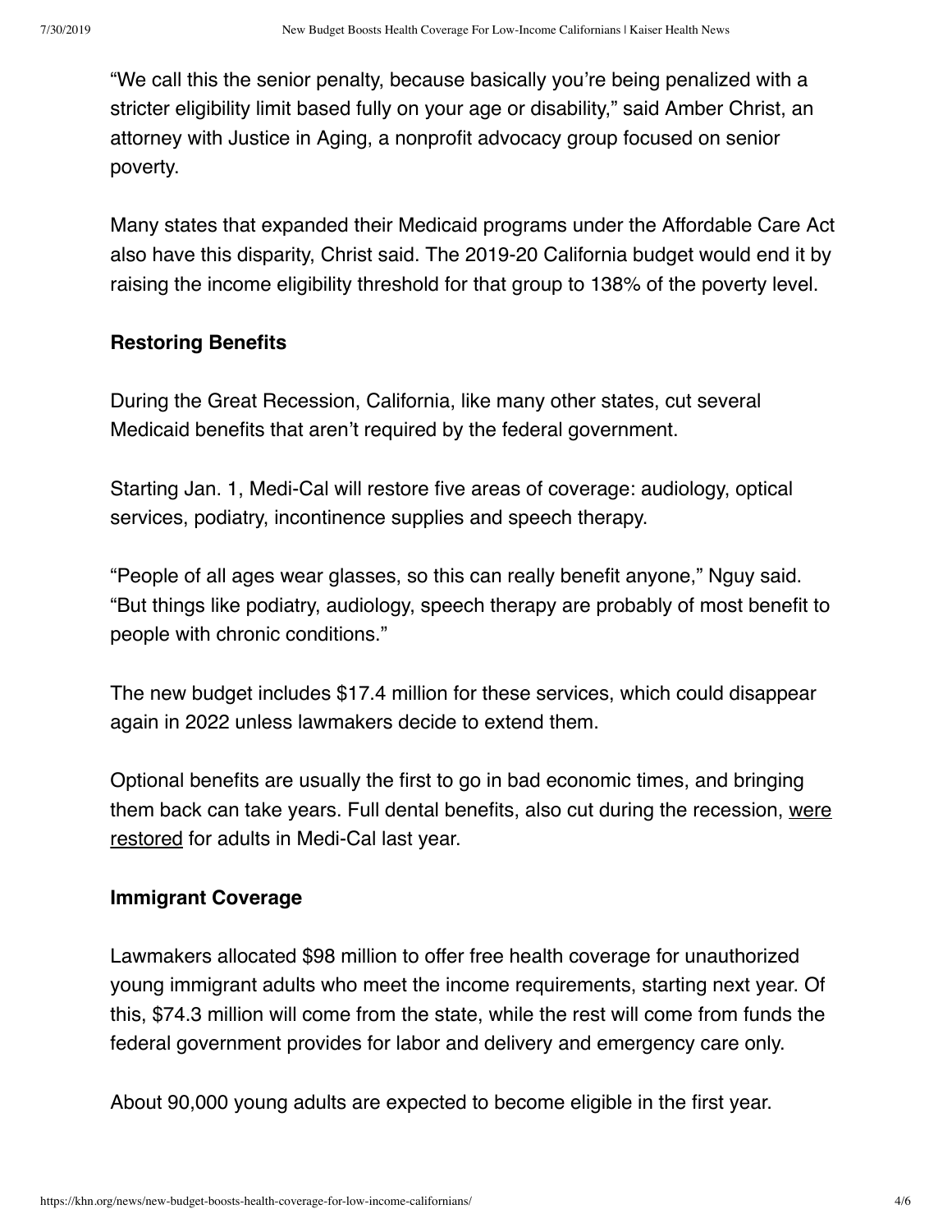"We call this the senior penalty, because basically you're being penalized with a stricter eligibility limit based fully on your age or disability," said Amber Christ, an attorney with Justice in Aging, a nonprofit advocacy group focused on senior poverty.

Many states that expanded their Medicaid programs under the Affordable Care Act also have this disparity, Christ said. The 2019-20 California budget would end it by raising the income eligibility threshold for that group to 138% of the poverty level.

### Restoring Benefits

During the Great Recession, California, like many other states, cut several Medicaid benefits that aren't required by the federal government.

Starting Jan. 1, Medi-Cal will restore five areas of coverage: audiology, optical services, podiatry, incontinence supplies and speech therapy.

"People of all ages wear glasses, so this can really benefit anyone," Nguy said. "But things like podiatry, audiology, speech therapy are probably of most benefit to people with chronic conditions."

The new budget includes $17.4 million for these services, which could disappear again in 2022 unless lawmakers decide to extend them.

Optional benefits are usually the first to go in bad economic times, and bringing them back can take years. Full dental benefits, also cut during the recession, were restored for adults in Medi-Cal last year.

### Immigrant Coverage

Lawmakers allocated $98 million to offer free health coverage for unauthorized young immigrant adults who meet the income requirements, starting next year. Of this, $74.3 million will come from the state, while the rest will come from funds the federal government provides for labor and delivery and emergency care only.

About 90,000 young adults are expected to become eligible in the first year.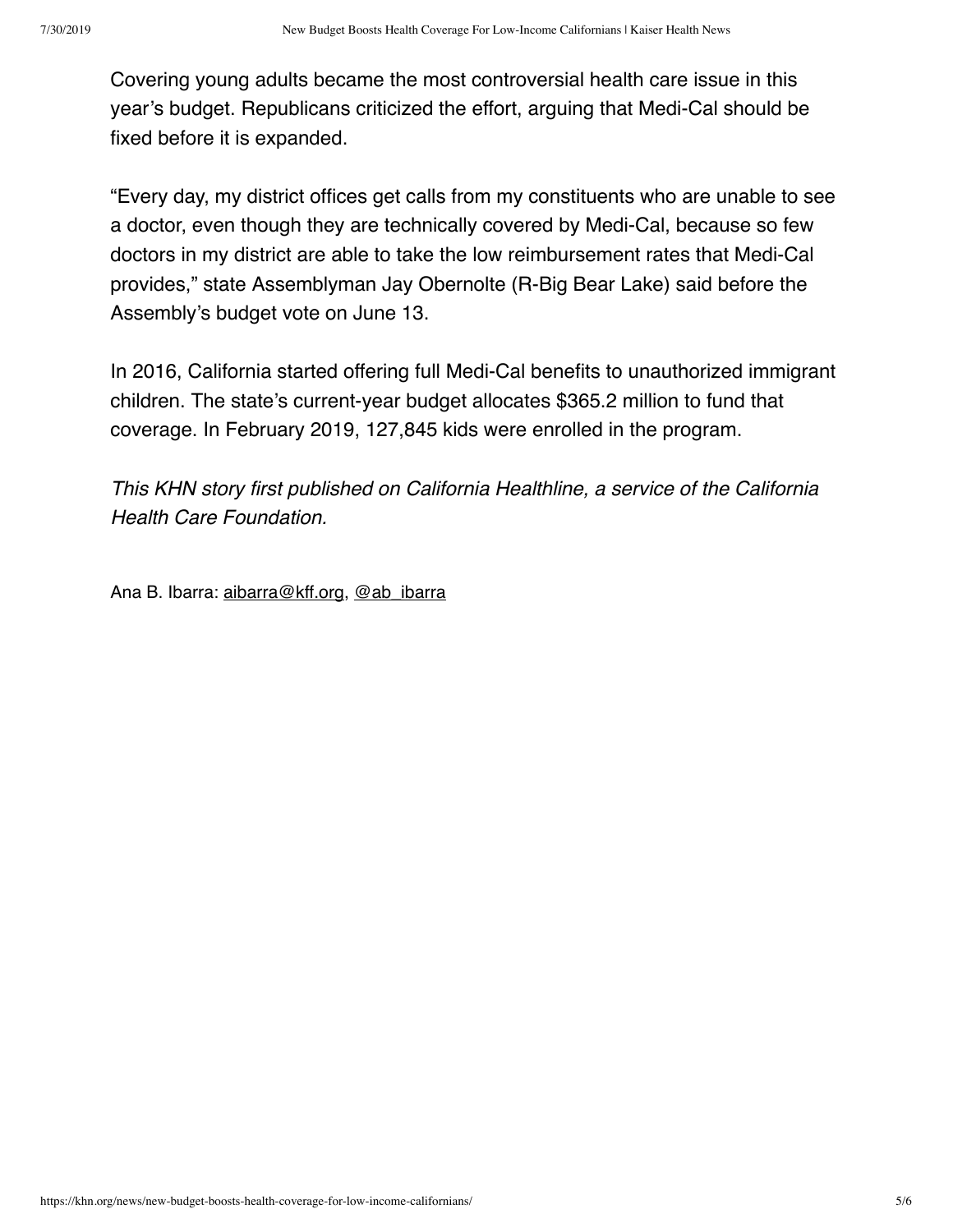Covering young adults became the most controversial health care issue in this year's budget. Republicans criticized the effort, arguing that Medi-Cal should be fixed before it is expanded.

"Every day, my district offices get calls from my constituents who are unable to see a doctor, even though they are technically covered by Medi-Cal, because so few doctors in my district are able to take the low reimbursement rates that Medi-Cal provides," state Assemblyman Jay Obernolte (R-Big Bear Lake) said before the Assembly's budget vote on June 13.

In 2016, California started offering full Medi-Cal benefits to unauthorized immigrant children. The state's current-year budget allocates $365.2 million to fund that coverage. In February 2019, 127,845 kids were enrolled in the program.

*This KHN story first published on California Healthline, a service of the California Health Care Foundation.*

Ana B. Ibarra: aibarra@kff.org, @ab_ibarra